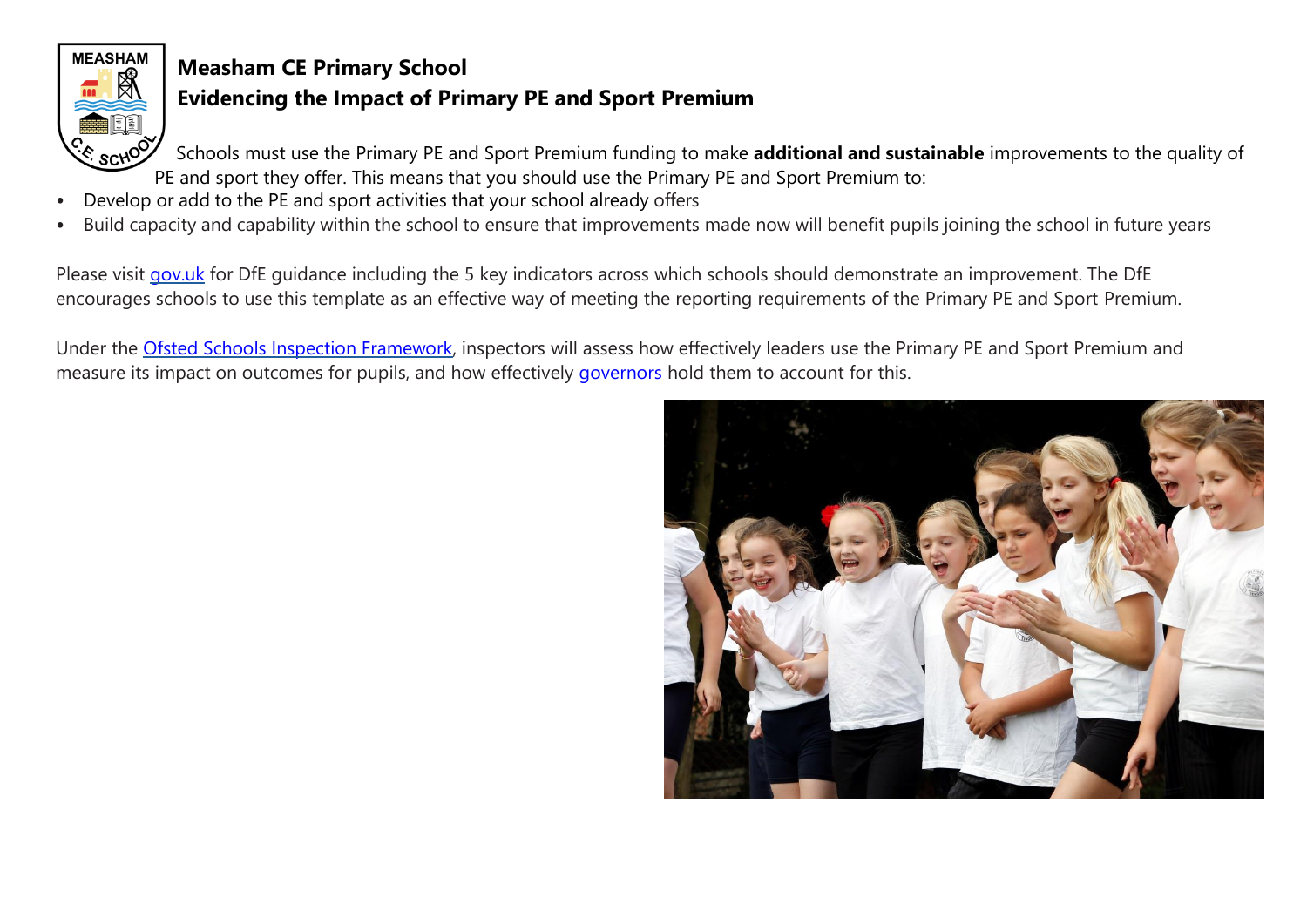# Measham CE Primary School

## Evidencing the Impact of Primary PE and Sport Premium

Schools must use the Primary PE and Sport Premium funding to make **additional and sustainable** improvements to the quality of PE and sport they offer. This means that you should use the Primary PE and Sport Premium to:

- Develop or add to the PE and sport activities that your school already offers
- Build capacity and capability within the school to ensure that improvements made now will benefit pupils joining the school in future years

Please visit gov.uk for DfE guidance including the 5 key indicators across which schools should demonstrate an improvement. The DfE encourages schools to use this template as an effective way of meeting the reporting requirements of the Primary PE and Sport Premium.

Under the Ofsted Schools Inspection Framework, inspectors will assess how effectively leaders use the Primary PE and Sport Premium and measure its impact on outcomes for pupils, and how effectively governors hold them to account for this.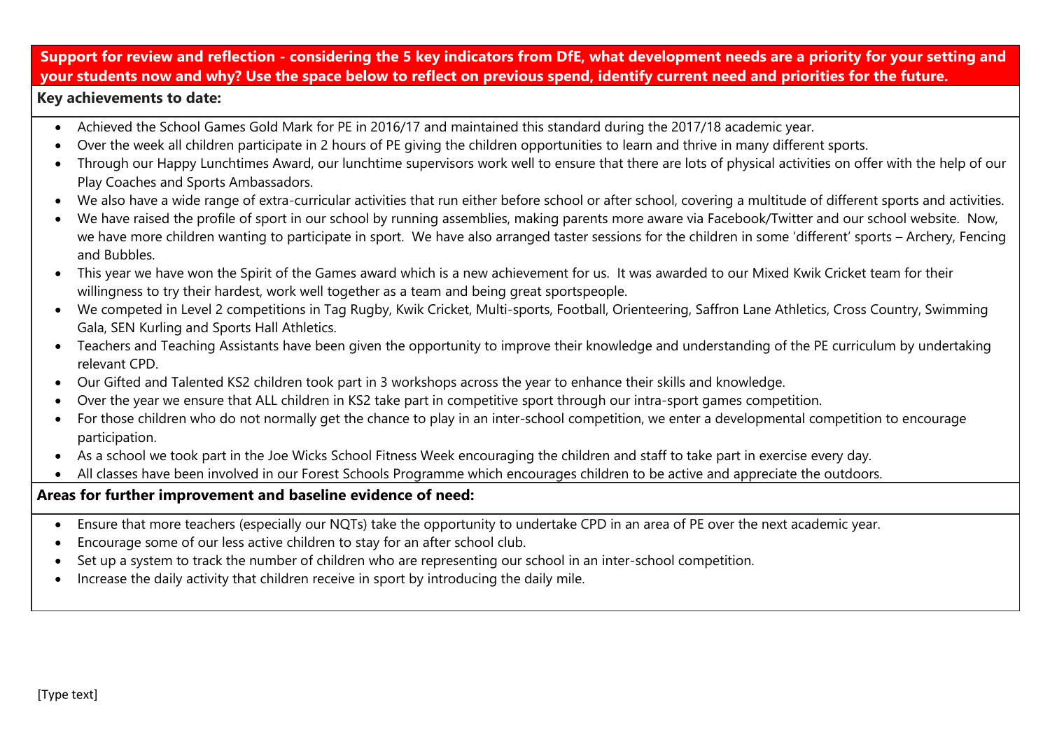**Support for review and reflection - considering the 5 key indicators from DfE, what development needs are a priority for your setting and your students now and why? Use the space below to reflect on previous spend, identify current need and priorities for the future.**

**Key achievements to date:**

- Achieved the School Games Gold Mark for PE in 2016/17 and maintained this standard during the 2017/18 academic year.
- Over the week all children participate in 2 hours of PE giving the children opportunities to learn and thrive in many different sports.
- Through our Happy Lunchtimes Award, our lunchtime supervisors work well to ensure that there are lots of physical activities on offer with the help of our Play Coaches and Sports Ambassadors.
- We also have a wide range of extra-curricular activities that run either before school or after school, covering a multitude of different sports and activities.
- We have raised the profile of sport in our school by running assemblies, making parents more aware via Facebook/Twitter and our school website. Now, we have more children wanting to participate in sport. We have also arranged taster sessions for the children in some 'different' sports – Archery, Fencing and Bubbles.
- This year we have won the Spirit of the Games award which is a new achievement for us. It was awarded to our Mixed Kwik Cricket team for their willingness to try their hardest, work well together as a team and being great sportspeople.
- We competed in Level 2 competitions in Tag Rugby, Kwik Cricket, Multi-sports, Football, Orienteering, Saffron Lane Athletics, Cross Country, Swimming Gala, SEN Kurling and Sports Hall Athletics.
- Teachers and Teaching Assistants have been given the opportunity to improve their knowledge and understanding of the PE curriculum by undertaking relevant CPD.
- Our Gifted and Talented KS2 children took part in 3 workshops across the year to enhance their skills and knowledge.
- Over the year we ensure that ALL children in KS2 take part in competitive sport through our intra-sport games competition.
- For those children who do not normally get the chance to play in an inter-school competition, we enter a developmental competition to encourage participation.
- As a school we took part in the Joe Wicks School Fitness Week encouraging the children and staff to take part in exercise every day.
- All classes have been involved in our Forest Schools Programme which encourages children to be active and appreciate the outdoors.

**Areas for further improvement and baseline evidence of need:**

- Ensure that more teachers (especially our NQTs) take the opportunity to undertake CPD in an area of PE over the next academic year.
- Encourage some of our less active children to stay for an after school club.
- Set up a system to track the number of children who are representing our school in an inter-school competition.
- Increase the daily activity that children receive in sport by introducing the daily mile.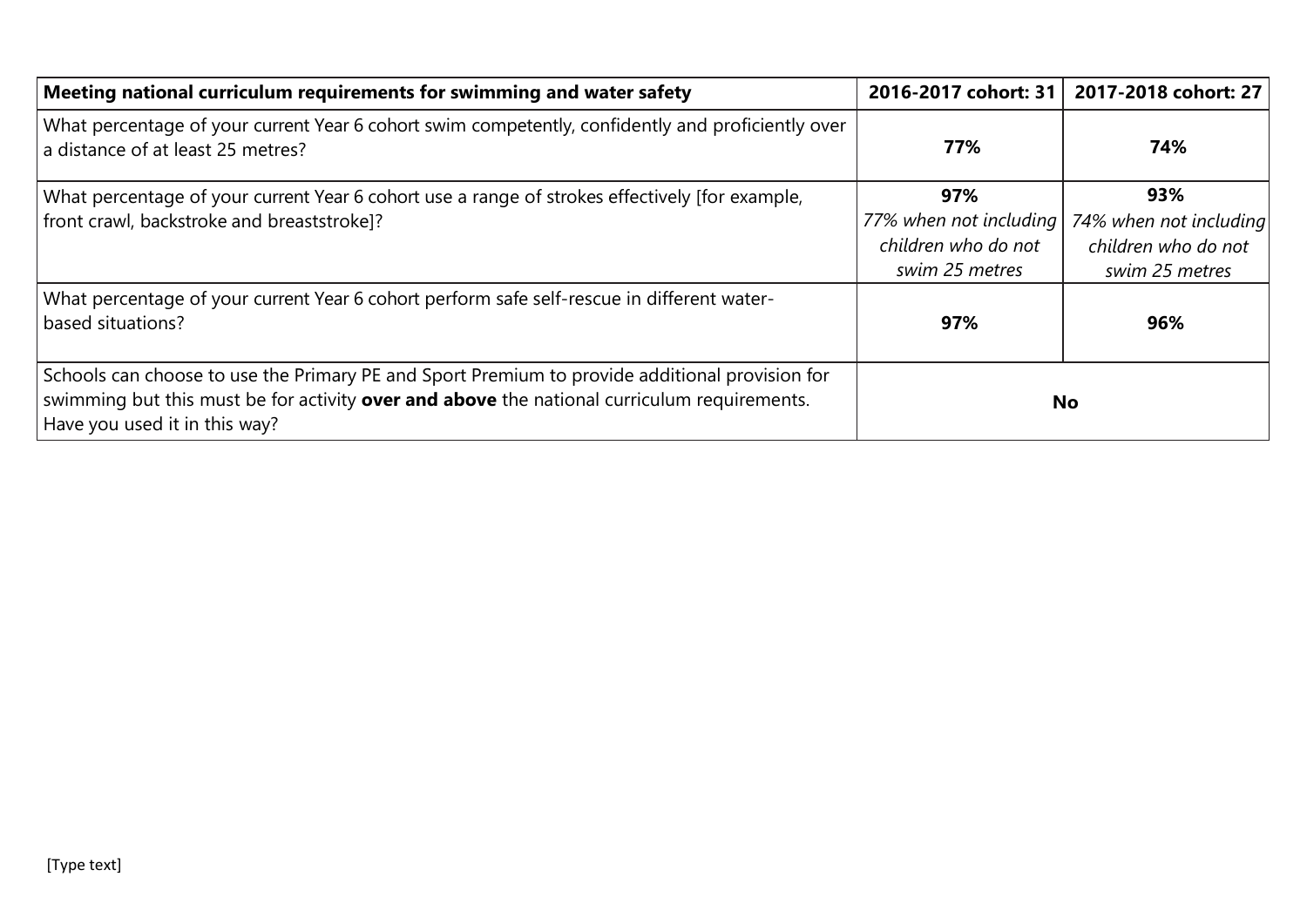| **Meeting national curriculum requirements for swimming and water safety** | **2016-2017 cohort: 31** | **2017-2018 cohort: 27** |
|---|---|---|
| What percentage of your current Year 6 cohort swim competently, confidently and proficiently over a distance of at least 25 metres? | **77%** | **74%** |
| What percentage of your current Year 6 cohort use a range of strokes effectively [for example, front crawl, backstroke and breaststroke]? | **97%** *77% when not including children who do not swim 25 metres* | **93%** *74% when not including children who do not swim 25 metres* |
| What percentage of your current Year 6 cohort perform safe self-rescue in different water-based situations? | **97%** | **96%** |
| Schools can choose to use the Primary PE and Sport Premium to provide additional provision for swimming but this must be for activity **over and above** the national curriculum requirements. Have you used it in this way? | **No** | |

[Type text]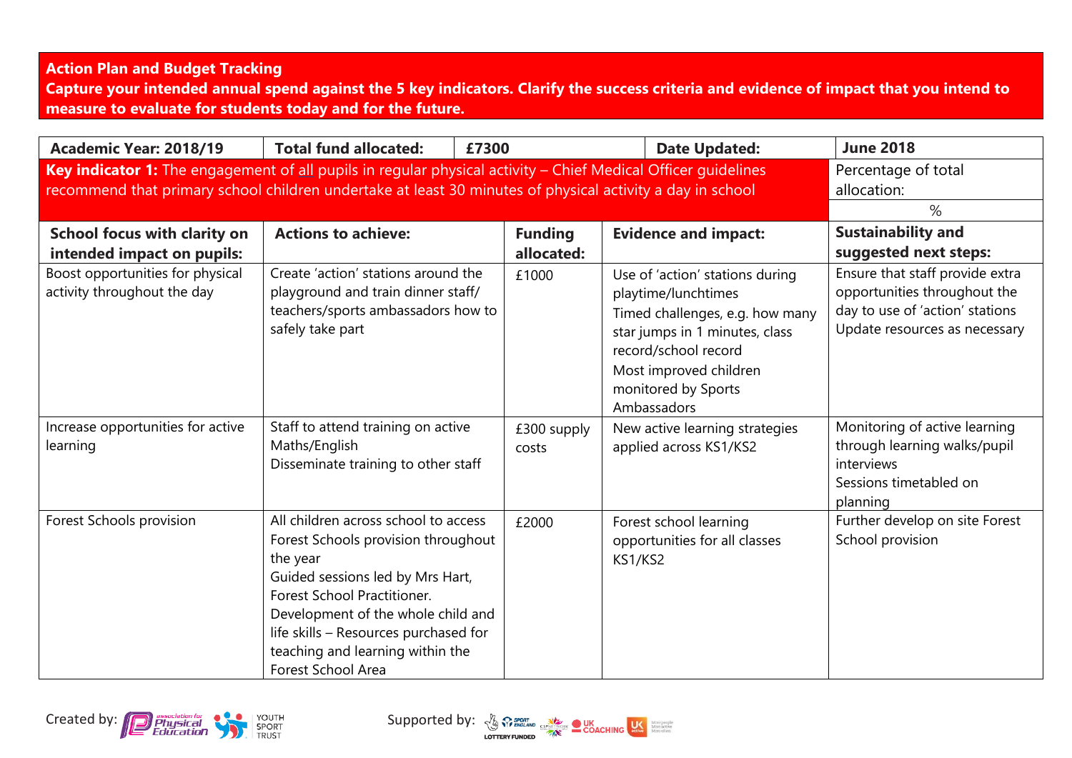**Action Plan and Budget Tracking**
**Capture your intended annual spend against the 5 key indicators. Clarify the success criteria and evidence of impact that you intend to measure to evaluate for students today and for the future.**

| **Academic Year: 2018/19** | **Total fund allocated:** | **£7300** | **Date Updated:** | **June 2018** |
|---|---|---|---|---|
| **Key indicator 1:** The engagement of all pupils in regular physical activity – Chief Medical Officer guidelines recommend that primary school children undertake at least 30 minutes of physical activity a day in school | | | | Percentage of total allocation: % |
| **School focus with clarity on intended impact on pupils:** | **Actions to achieve:** | **Funding allocated:** | **Evidence and impact:** | **Sustainability and suggested next steps:** |
| Boost opportunities for physical activity throughout the day | Create 'action' stations around the playground and train dinner staff/ teachers/sports ambassadors how to safely take part | £1000 | Use of 'action' stations during playtime/lunchtimes<br>Timed challenges, e.g. how many star jumps in 1 minutes, class record/school record<br>Most improved children monitored by Sports Ambassadors | Ensure that staff provide extra opportunities throughout the day to use of 'action' stations<br>Update resources as necessary |
| Increase opportunities for active learning | Staff to attend training on active Maths/English<br>Disseminate training to other staff | £300 supply costs | New active learning strategies applied across KS1/KS2 | Monitoring of active learning through learning walks/pupil interviews<br>Sessions timetabled on planning |
| Forest Schools provision | All children across school to access Forest Schools provision throughout the year<br>Guided sessions led by Mrs Hart, Forest School Practitioner.<br>Development of the whole child and life skills – Resources purchased for teaching and learning within the Forest School Area | £2000 | Forest school learning opportunities for all classes KS1/KS2 | Further develop on site Forest School provision |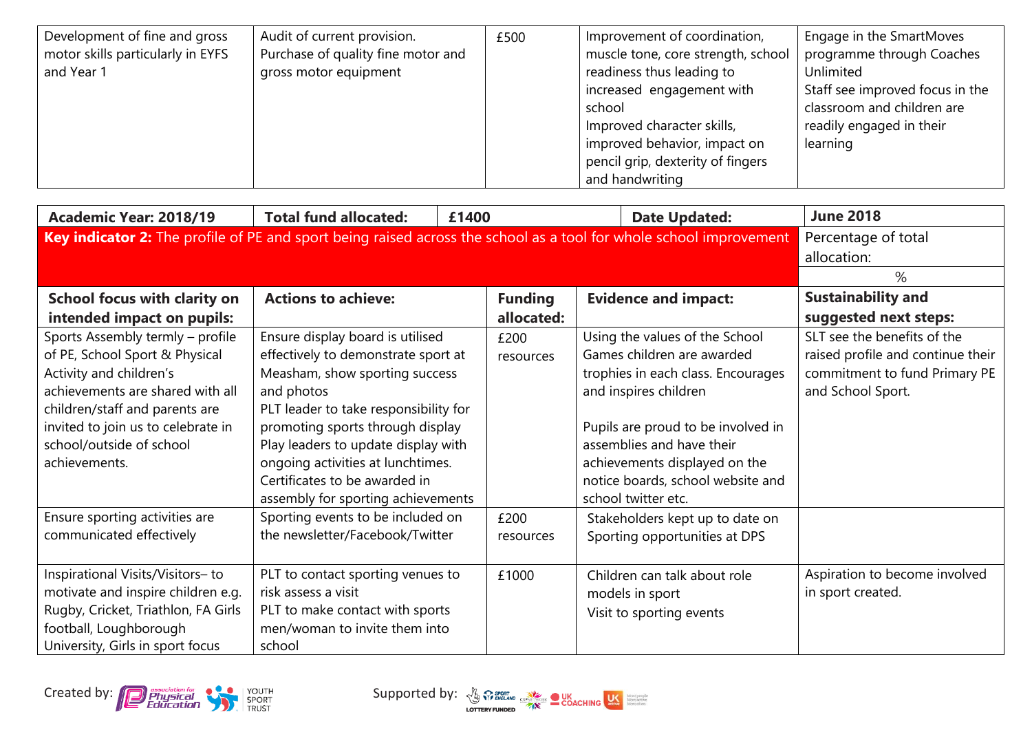| Development of fine and gross motor skills particularly in EYFS and Year 1 | Audit of current provision.<br>Purchase of quality fine motor and gross motor equipment | £500 | Improvement of coordination, muscle tone, core strength, school readiness thus leading to increased engagement with school<br>Improved character skills, improved behavior, impact on pencil grip, dexterity of fingers and handwriting | Engage in the SmartMoves programme through Coaches Unlimited<br>Staff see improved focus in the classroom and children are readily engaged in their learning |
|---|---|---|---|---|

| **Academic Year: 2018/19** | **Total fund allocated:** | **£1400** | **Date Updated:** | **June 2018** |
|---|---|---|---|---|
| **Key indicator 2:** The profile of PE and sport being raised across the school as a tool for whole school improvement | | | | Percentage of total allocation:<br>% |
| **School focus with clarity on intended impact on pupils:** | **Actions to achieve:** | **Funding allocated:** | **Evidence and impact:** | **Sustainability and suggested next steps:** |
| Sports Assembly termly – profile of PE, School Sport & Physical Activity and children's achievements are shared with all children/staff and parents are invited to join us to celebrate in school/outside of school achievements. | Ensure display board is utilised effectively to demonstrate sport at Measham, show sporting success and photos<br>PLT leader to take responsibility for promoting sports through display<br>Play leaders to update display with ongoing activities at lunchtimes.<br>Certificates to be awarded in assembly for sporting achievements | £200 resources | Using the values of the School Games children are awarded trophies in each class. Encourages and inspires children<br><br>Pupils are proud to be involved in assemblies and have their achievements displayed on the notice boards, school website and school twitter etc. | SLT see the benefits of the raised profile and continue their commitment to fund Primary PE and School Sport. |
| Ensure sporting activities are communicated effectively | Sporting events to be included on the newsletter/Facebook/Twitter | £200 resources | Stakeholders kept up to date on Sporting opportunities at DPS | |
| Inspirational Visits/Visitors– to motivate and inspire children e.g. Rugby, Cricket, Triathlon, FA Girls football, Loughborough University, Girls in sport focus | PLT to contact sporting venues to risk assess a visit<br>PLT to make contact with sports men/woman to invite them into school | £1000 | Children can talk about role models in sport<br>Visit to sporting events | Aspiration to become involved in sport created. |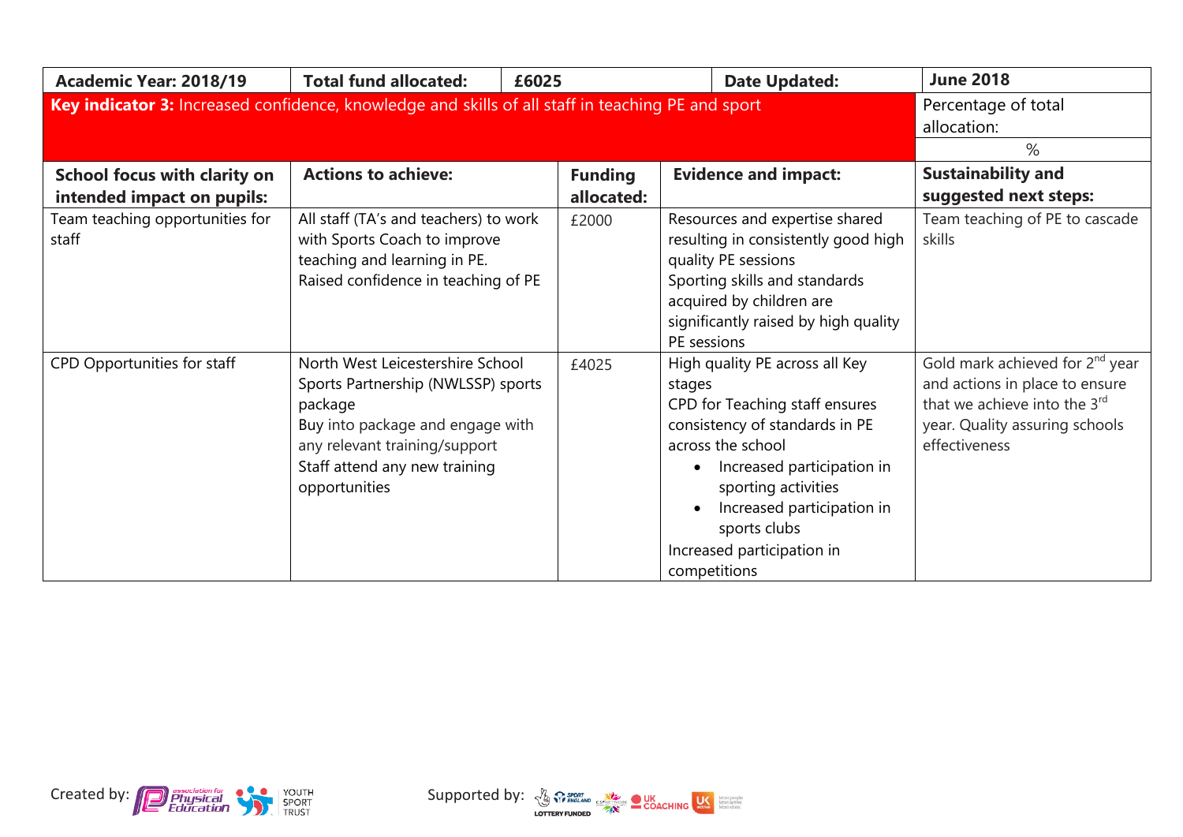| Academic Year: 2018/19 | Total fund allocated: | £6025 | Date Updated: | June 2018 |
|---|---|---|---|---|
| **Key indicator 3:** Increased confidence, knowledge and skills of all staff in teaching PE and sport | | | | Percentage of total allocation: |
| | | | | % |
| **School focus with clarity on intended impact on pupils:** | **Actions to achieve:** | **Funding allocated:** | **Evidence and impact:** | **Sustainability and suggested next steps:** |
| Team teaching opportunities for staff | All staff (TA's and teachers) to work with Sports Coach to improve teaching and learning in PE.<br>Raised confidence in teaching of PE | £2000 | Resources and expertise shared resulting in consistently good high quality PE sessions<br>Sporting skills and standards acquired by children are significantly raised by high quality PE sessions | Team teaching of PE to cascade skills |
| CPD Opportunities for staff | North West Leicestershire School Sports Partnership (NWLSSP) sports package<br>Buy into package and engage with any relevant training/support<br>Staff attend any new training opportunities | £4025 | High quality PE across all Key stages<br>CPD for Teaching staff ensures consistency of standards in PE across the school<br>• Increased participation in sporting activities<br>• Increased participation in sports clubs<br>Increased participation in competitions | Gold mark achieved for 2nd year and actions in place to ensure that we achieve into the 3rd year. Quality assuring schools effectiveness |

Created by: Association for Physical Education, Youth Sport Trust

Supported by: Sport England Lottery Funded, CSPNetwork, UK Coaching, UK Active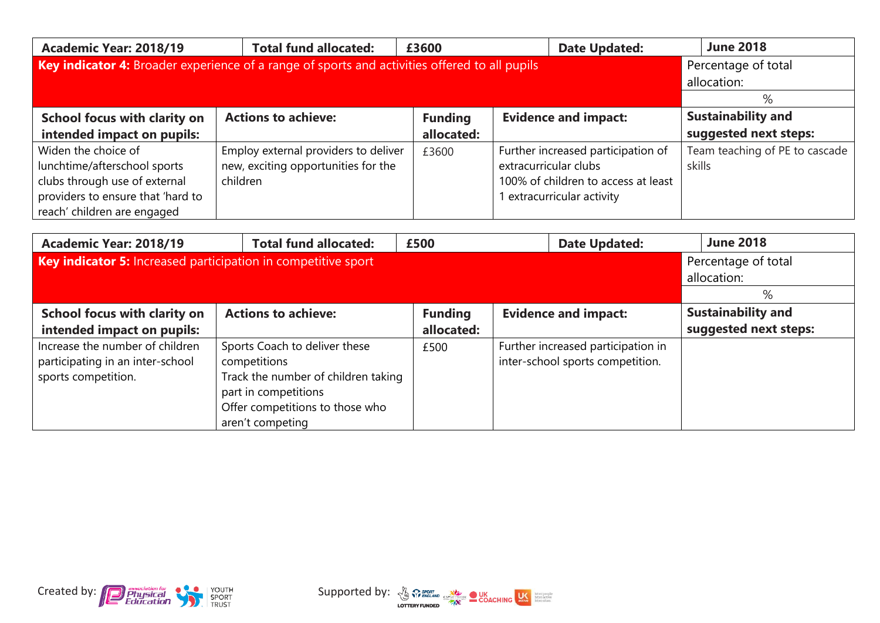| Academic Year: 2018/19 | Total fund allocated: | £3600 | Date Updated: | June 2018 |
|---|---|---|---|---|
| **Key indicator 4:** Broader experience of a range of sports and activities offered to all pupils | | | | Percentage of total allocation: |
| | | | | % |
| **School focus with clarity on intended impact on pupils:** | **Actions to achieve:** | **Funding allocated:** | **Evidence and impact:** | **Sustainability and suggested next steps:** |
| Widen the choice of lunchtime/afterschool sports clubs through use of external providers to ensure that 'hard to reach' children are engaged | Employ external providers to deliver new, exciting opportunities for the children | £3600 | Further increased participation of extracurricular clubs<br>100% of children to access at least 1 extracurricular activity | Team teaching of PE to cascade skills |

| Academic Year: 2018/19 | Total fund allocated: | £500 | Date Updated: | June 2018 |
|---|---|---|---|---|
| **Key indicator 5:** Increased participation in competitive sport | | | | Percentage of total allocation: |
| | | | | % |
| **School focus with clarity on intended impact on pupils:** | **Actions to achieve:** | **Funding allocated:** | **Evidence and impact:** | **Sustainability and suggested next steps:** |
| Increase the number of children participating in an inter-school sports competition. | Sports Coach to deliver these competitions<br>Track the number of children taking part in competitions<br>Offer competitions to those who aren't competing | £500 | Further increased participation in inter-school sports competition. | |

Created by: association for Physical Education, YOUTH SPORT TRUST

Supported by: SPORT ENGLAND LOTTERY FUNDED, CSPNETWORK, UK COACHING, UK active